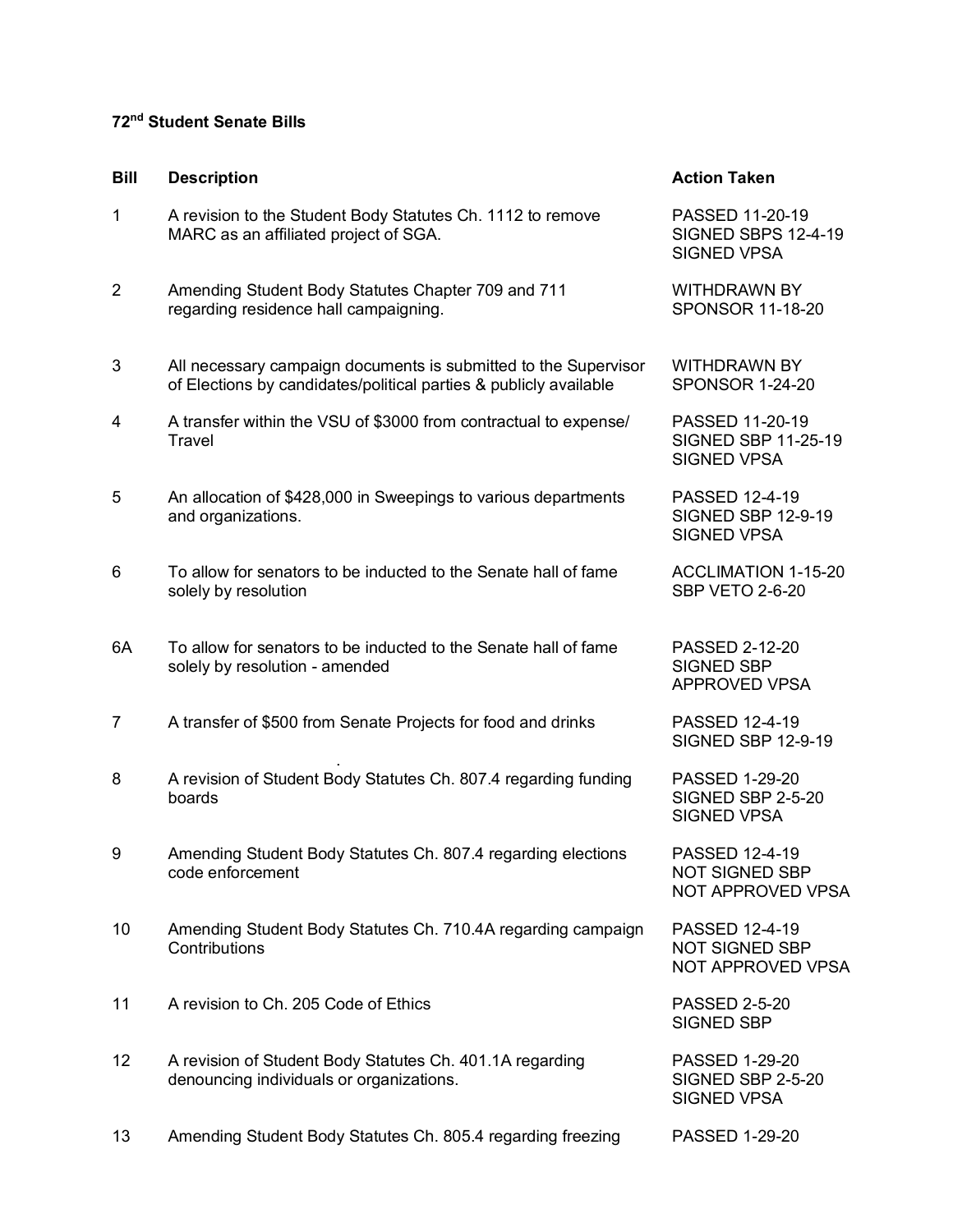**72nd Student Senate Bills**

| Bill | Description | Action Taken |
|---|---|---|
| 1 | A revision to the Student Body Statutes Ch. 1112 to remove MARC as an affiliated project of SGA. | PASSED 11-20-19<br>SIGNED SBPS 12-4-19<br>SIGNED VPSA |
| 2 | Amending Student Body Statutes Chapter 709 and 711 regarding residence hall campaigning. | WITHDRAWN BY SPONSOR 11-18-20 |
| 3 | All necessary campaign documents is submitted to the Supervisor of Elections by candidates/political parties & publicly available | WITHDRAWN BY SPONSOR 1-24-20 |
| 4 | A transfer within the VSU of $3000 from contractual to expense/ Travel | PASSED 11-20-19<br>SIGNED SBP 11-25-19<br>SIGNED VPSA |
| 5 | An allocation of $428,000 in Sweepings to various departments and organizations. | PASSED 12-4-19<br>SIGNED SBP 12-9-19<br>SIGNED VPSA |
| 6 | To allow for senators to be inducted to the Senate hall of fame solely by resolution | ACCLIMATION 1-15-20<br>SBP VETO 2-6-20 |
| 6A | To allow for senators to be inducted to the Senate hall of fame solely by resolution - amended | PASSED 2-12-20<br>SIGNED SBP<br>APPROVED VPSA |
| 7 | A transfer of $500 from Senate Projects for food and drinks | PASSED 12-4-19<br>SIGNED SBP 12-9-19 |
| 8 | A revision of Student Body Statutes Ch. 807.4 regarding funding boards | PASSED 1-29-20<br>SIGNED SBP 2-5-20<br>SIGNED VPSA |
| 9 | Amending Student Body Statutes Ch. 807.4 regarding elections code enforcement | PASSED 12-4-19<br>NOT SIGNED SBP<br>NOT APPROVED VPSA |
| 10 | Amending Student Body Statutes Ch. 710.4A regarding campaign Contributions | PASSED 12-4-19<br>NOT SIGNED SBP<br>NOT APPROVED VPSA |
| 11 | A revision to Ch. 205 Code of Ethics | PASSED 2-5-20<br>SIGNED SBP |
| 12 | A revision of Student Body Statutes Ch. 401.1A regarding denouncing individuals or organizations. | PASSED 1-29-20<br>SIGNED SBP 2-5-20<br>SIGNED VPSA |
| 13 | Amending Student Body Statutes Ch. 805.4 regarding freezing | PASSED 1-29-20 |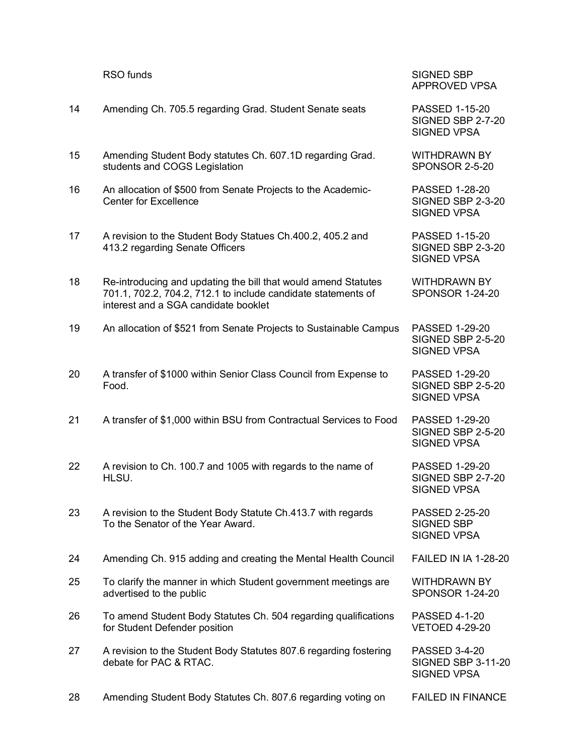| | | |
|---|---|---|
| | RSO funds | SIGNED SBP<br>APPROVED VPSA |
| 14 | Amending Ch. 705.5 regarding Grad. Student Senate seats | PASSED 1-15-20<br>SIGNED SBP 2-7-20<br>SIGNED VPSA |
| 15 | Amending Student Body statutes Ch. 607.1D regarding Grad. students and COGS Legislation | WITHDRAWN BY SPONSOR 2-5-20 |
| 16 | An allocation of $500 from Senate Projects to the Academic-Center for Excellence | PASSED 1-28-20<br>SIGNED SBP 2-3-20<br>SIGNED VPSA |
| 17 | A revision to the Student Body Statues Ch.400.2, 405.2 and 413.2 regarding Senate Officers | PASSED 1-15-20<br>SIGNED SBP 2-3-20<br>SIGNED VPSA |
| 18 | Re-introducing and updating the bill that would amend Statutes 701.1, 702.2, 704.2, 712.1 to include candidate statements of interest and a SGA candidate booklet | WITHDRAWN BY SPONSOR 1-24-20 |
| 19 | An allocation of $521 from Senate Projects to Sustainable Campus | PASSED 1-29-20<br>SIGNED SBP 2-5-20<br>SIGNED VPSA |
| 20 | A transfer of $1000 within Senior Class Council from Expense to Food. | PASSED 1-29-20<br>SIGNED SBP 2-5-20<br>SIGNED VPSA |
| 21 | A transfer of $1,000 within BSU from Contractual Services to Food | PASSED 1-29-20<br>SIGNED SBP 2-5-20<br>SIGNED VPSA |
| 22 | A revision to Ch. 100.7 and 1005 with regards to the name of HLSU. | PASSED 1-29-20<br>SIGNED SBP 2-7-20<br>SIGNED VPSA |
| 23 | A revision to the Student Body Statute Ch.413.7 with regards To the Senator of the Year Award. | PASSED 2-25-20<br>SIGNED SBP<br>SIGNED VPSA |
| 24 | Amending Ch. 915 adding and creating the Mental Health Council | FAILED IN IA 1-28-20 |
| 25 | To clarify the manner in which Student government meetings are advertised to the public | WITHDRAWN BY SPONSOR 1-24-20 |
| 26 | To amend Student Body Statutes Ch. 504 regarding qualifications for Student Defender position | PASSED 4-1-20<br>VETOED 4-29-20 |
| 27 | A revision to the Student Body Statutes 807.6 regarding fostering debate for PAC & RTAC. | PASSED 3-4-20<br>SIGNED SBP 3-11-20<br>SIGNED VPSA |
| 28 | Amending Student Body Statutes Ch. 807.6 regarding voting on | FAILED IN FINANCE |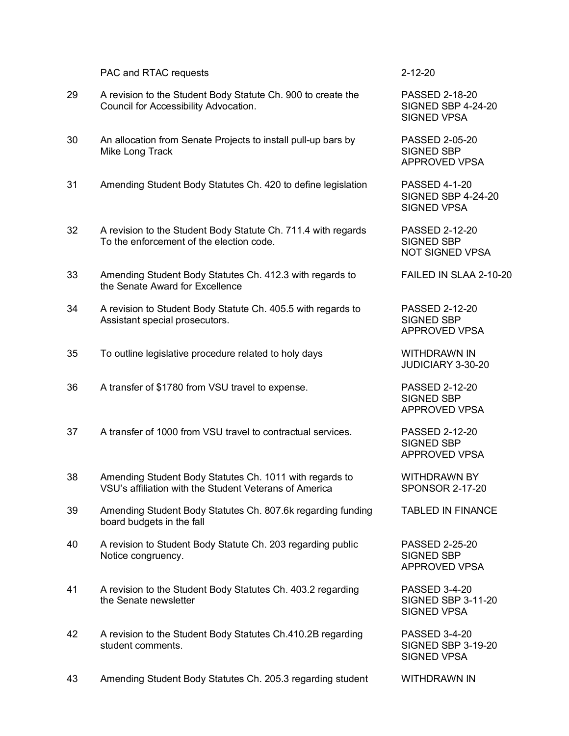| | | |
|---|---|---|
| | PAC and RTAC requests | 2-12-20 |
| 29 | A revision to the Student Body Statute Ch. 900 to create the Council for Accessibility Advocation. | PASSED 2-18-20<br>SIGNED SBP 4-24-20<br>SIGNED VPSA |
| 30 | An allocation from Senate Projects to install pull-up bars by Mike Long Track | PASSED 2-05-20<br>SIGNED SBP<br>APPROVED VPSA |
| 31 | Amending Student Body Statutes Ch. 420 to define legislation | PASSED 4-1-20<br>SIGNED SBP 4-24-20<br>SIGNED VPSA |
| 32 | A revision to the Student Body Statute Ch. 711.4 with regards To the enforcement of the election code. | PASSED 2-12-20<br>SIGNED SBP<br>NOT SIGNED VPSA |
| 33 | Amending Student Body Statutes Ch. 412.3 with regards to the Senate Award for Excellence | FAILED IN SLAA 2-10-20 |
| 34 | A revision to Student Body Statute Ch. 405.5 with regards to Assistant special prosecutors. | PASSED 2-12-20<br>SIGNED SBP<br>APPROVED VPSA |
| 35 | To outline legislative procedure related to holy days | WITHDRAWN IN JUDICIARY 3-30-20 |
| 36 | A transfer of $1780 from VSU travel to expense. | PASSED 2-12-20<br>SIGNED SBP<br>APPROVED VPSA |
| 37 | A transfer of 1000 from VSU travel to contractual services. | PASSED 2-12-20<br>SIGNED SBP<br>APPROVED VPSA |
| 38 | Amending Student Body Statutes Ch. 1011 with regards to VSU's affiliation with the Student Veterans of America | WITHDRAWN BY SPONSOR 2-17-20 |
| 39 | Amending Student Body Statutes Ch. 807.6k regarding funding board budgets in the fall | TABLED IN FINANCE |
| 40 | A revision to Student Body Statute Ch. 203 regarding public Notice congruency. | PASSED 2-25-20<br>SIGNED SBP<br>APPROVED VPSA |
| 41 | A revision to the Student Body Statutes Ch. 403.2 regarding the Senate newsletter | PASSED 3-4-20<br>SIGNED SBP 3-11-20<br>SIGNED VPSA |
| 42 | A revision to the Student Body Statutes Ch.410.2B regarding student comments. | PASSED 3-4-20<br>SIGNED SBP 3-19-20<br>SIGNED VPSA |
| 43 | Amending Student Body Statutes Ch. 205.3 regarding student | WITHDRAWN IN |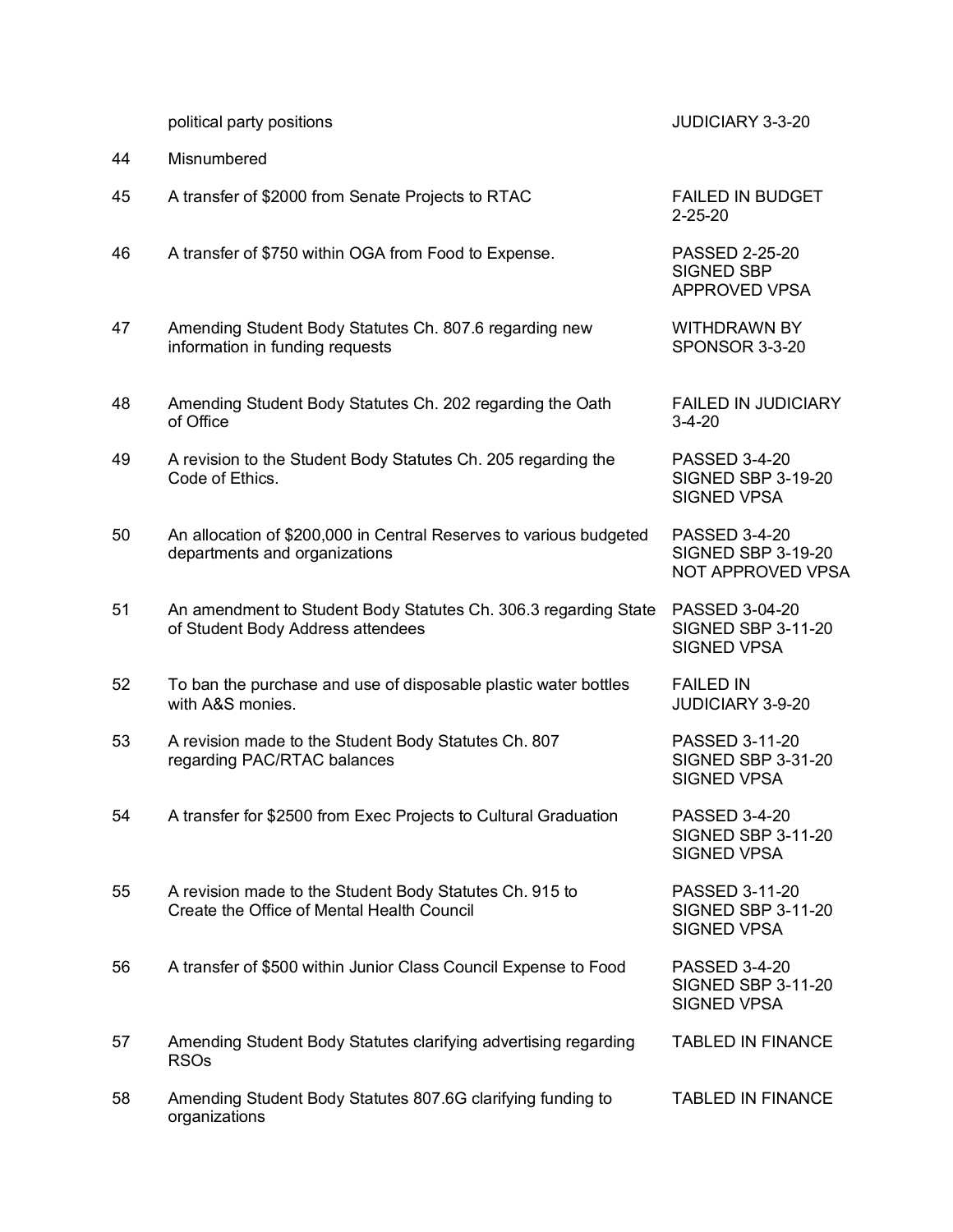| | | |
|---|---|---|
| | political party positions | JUDICIARY 3-3-20 |
| 44 | Misnumbered | |
| 45 | A transfer of $2000 from Senate Projects to RTAC | FAILED IN BUDGET 2-25-20 |
| 46 | A transfer of $750 within OGA from Food to Expense. | PASSED 2-25-20<br>SIGNED SBP<br>APPROVED VPSA |
| 47 | Amending Student Body Statutes Ch. 807.6 regarding new information in funding requests | WITHDRAWN BY SPONSOR 3-3-20 |
| 48 | Amending Student Body Statutes Ch. 202 regarding the Oath of Office | FAILED IN JUDICIARY 3-4-20 |
| 49 | A revision to the Student Body Statutes Ch. 205 regarding the Code of Ethics. | PASSED 3-4-20<br>SIGNED SBP 3-19-20<br>SIGNED VPSA |
| 50 | An allocation of $200,000 in Central Reserves to various budgeted departments and organizations | PASSED 3-4-20<br>SIGNED SBP 3-19-20<br>NOT APPROVED VPSA |
| 51 | An amendment to Student Body Statutes Ch. 306.3 regarding State of Student Body Address attendees | PASSED 3-04-20<br>SIGNED SBP 3-11-20<br>SIGNED VPSA |
| 52 | To ban the purchase and use of disposable plastic water bottles with A&S monies. | FAILED IN JUDICIARY 3-9-20 |
| 53 | A revision made to the Student Body Statutes Ch. 807 regarding PAC/RTAC balances | PASSED 3-11-20<br>SIGNED SBP 3-31-20<br>SIGNED VPSA |
| 54 | A transfer for $2500 from Exec Projects to Cultural Graduation | PASSED 3-4-20<br>SIGNED SBP 3-11-20<br>SIGNED VPSA |
| 55 | A revision made to the Student Body Statutes Ch. 915 to Create the Office of Mental Health Council | PASSED 3-11-20<br>SIGNED SBP 3-11-20<br>SIGNED VPSA |
| 56 | A transfer of $500 within Junior Class Council Expense to Food | PASSED 3-4-20<br>SIGNED SBP 3-11-20<br>SIGNED VPSA |
| 57 | Amending Student Body Statutes clarifying advertising regarding RSOs | TABLED IN FINANCE |
| 58 | Amending Student Body Statutes 807.6G clarifying funding to organizations | TABLED IN FINANCE |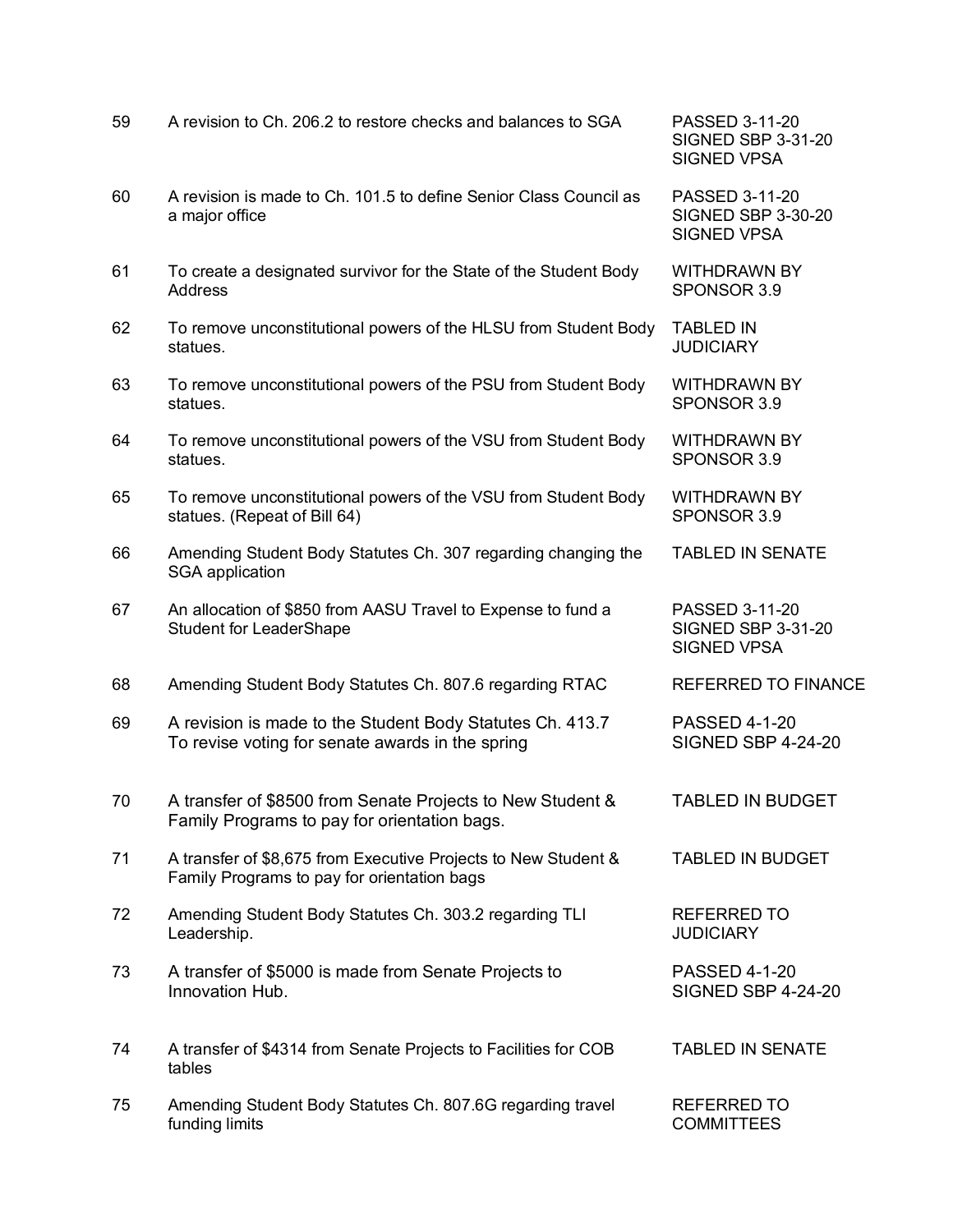| | | |
|---|---|---|
| 59 | A revision to Ch. 206.2 to restore checks and balances to SGA | PASSED 3-11-20<br>SIGNED SBP 3-31-20<br>SIGNED VPSA |
| 60 | A revision is made to Ch. 101.5 to define Senior Class Council as a major office | PASSED 3-11-20<br>SIGNED SBP 3-30-20<br>SIGNED VPSA |
| 61 | To create a designated survivor for the State of the Student Body Address | WITHDRAWN BY SPONSOR 3.9 |
| 62 | To remove unconstitutional powers of the HLSU from Student Body statues. | TABLED IN JUDICIARY |
| 63 | To remove unconstitutional powers of the PSU from Student Body statues. | WITHDRAWN BY SPONSOR 3.9 |
| 64 | To remove unconstitutional powers of the VSU from Student Body statues. | WITHDRAWN BY SPONSOR 3.9 |
| 65 | To remove unconstitutional powers of the VSU from Student Body statues. (Repeat of Bill 64) | WITHDRAWN BY SPONSOR 3.9 |
| 66 | Amending Student Body Statutes Ch. 307 regarding changing the SGA application | TABLED IN SENATE |
| 67 | An allocation of $850 from AASU Travel to Expense to fund a Student for LeaderShape | PASSED 3-11-20<br>SIGNED SBP 3-31-20<br>SIGNED VPSA |
| 68 | Amending Student Body Statutes Ch. 807.6 regarding RTAC | REFERRED TO FINANCE |
| 69 | A revision is made to the Student Body Statutes Ch. 413.7 To revise voting for senate awards in the spring | PASSED 4-1-20<br>SIGNED SBP 4-24-20 |
| 70 | A transfer of $8500 from Senate Projects to New Student & Family Programs to pay for orientation bags. | TABLED IN BUDGET |
| 71 | A transfer of $8,675 from Executive Projects to New Student & Family Programs to pay for orientation bags | TABLED IN BUDGET |
| 72 | Amending Student Body Statutes Ch. 303.2 regarding TLI Leadership. | REFERRED TO JUDICIARY |
| 73 | A transfer of $5000 is made from Senate Projects to Innovation Hub. | PASSED 4-1-20<br>SIGNED SBP 4-24-20 |
| 74 | A transfer of $4314 from Senate Projects to Facilities for COB tables | TABLED IN SENATE |
| 75 | Amending Student Body Statutes Ch. 807.6G regarding travel funding limits | REFERRED TO COMMITTEES |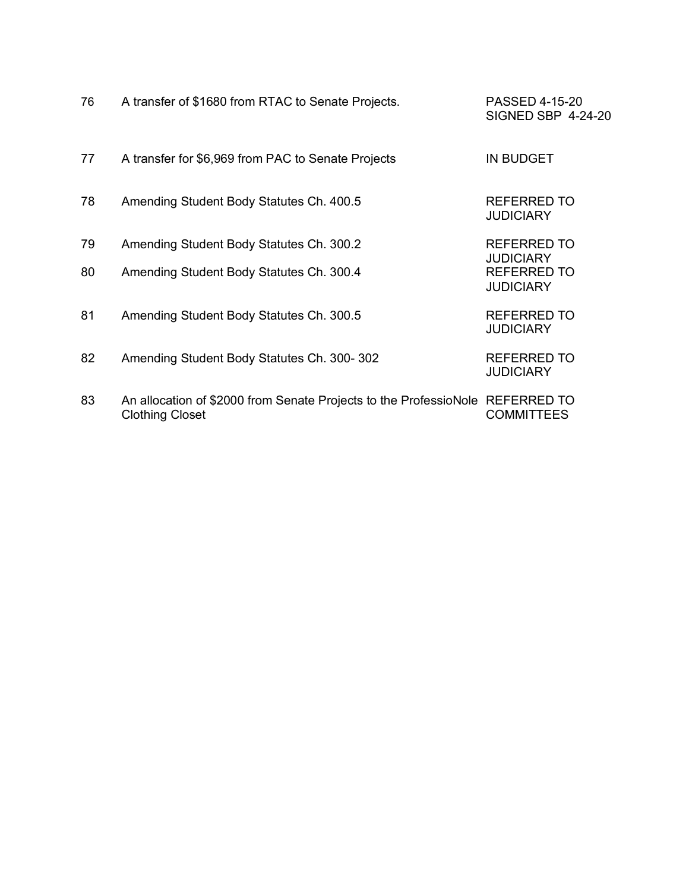| | | |
|---|---|---|
| 76 | A transfer of $1680 from RTAC to Senate Projects. | PASSED 4-15-20<br>SIGNED SBP 4-24-20 |
| 77 | A transfer for $6,969 from PAC to Senate Projects | IN BUDGET |
| 78 | Amending Student Body Statutes Ch. 400.5 | REFERRED TO JUDICIARY |
| 79 | Amending Student Body Statutes Ch. 300.2 | REFERRED TO JUDICIARY |
| 80 | Amending Student Body Statutes Ch. 300.4 | REFERRED TO JUDICIARY |
| 81 | Amending Student Body Statutes Ch. 300.5 | REFERRED TO JUDICIARY |
| 82 | Amending Student Body Statutes Ch. 300- 302 | REFERRED TO JUDICIARY |
| 83 | An allocation of $2000 from Senate Projects to the ProfessioNole Clothing Closet | REFERRED TO COMMITTEES |